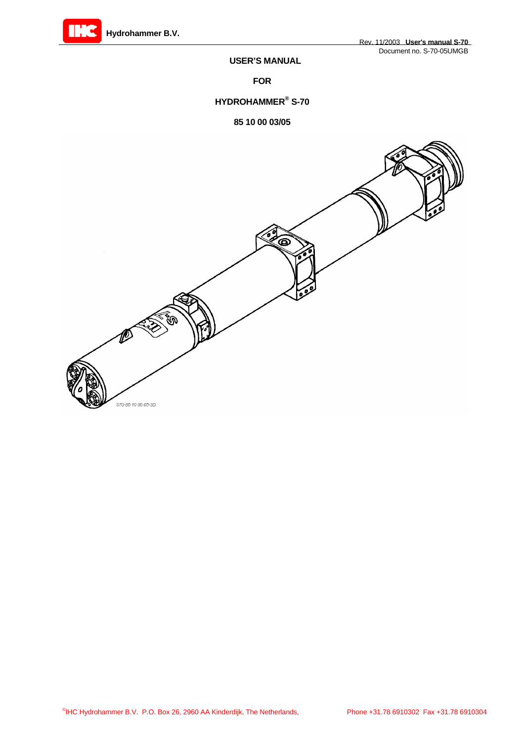# USER'S MANUAL

## FOR

## HYDROHAMMER® S-70

## 85 10 00 03/05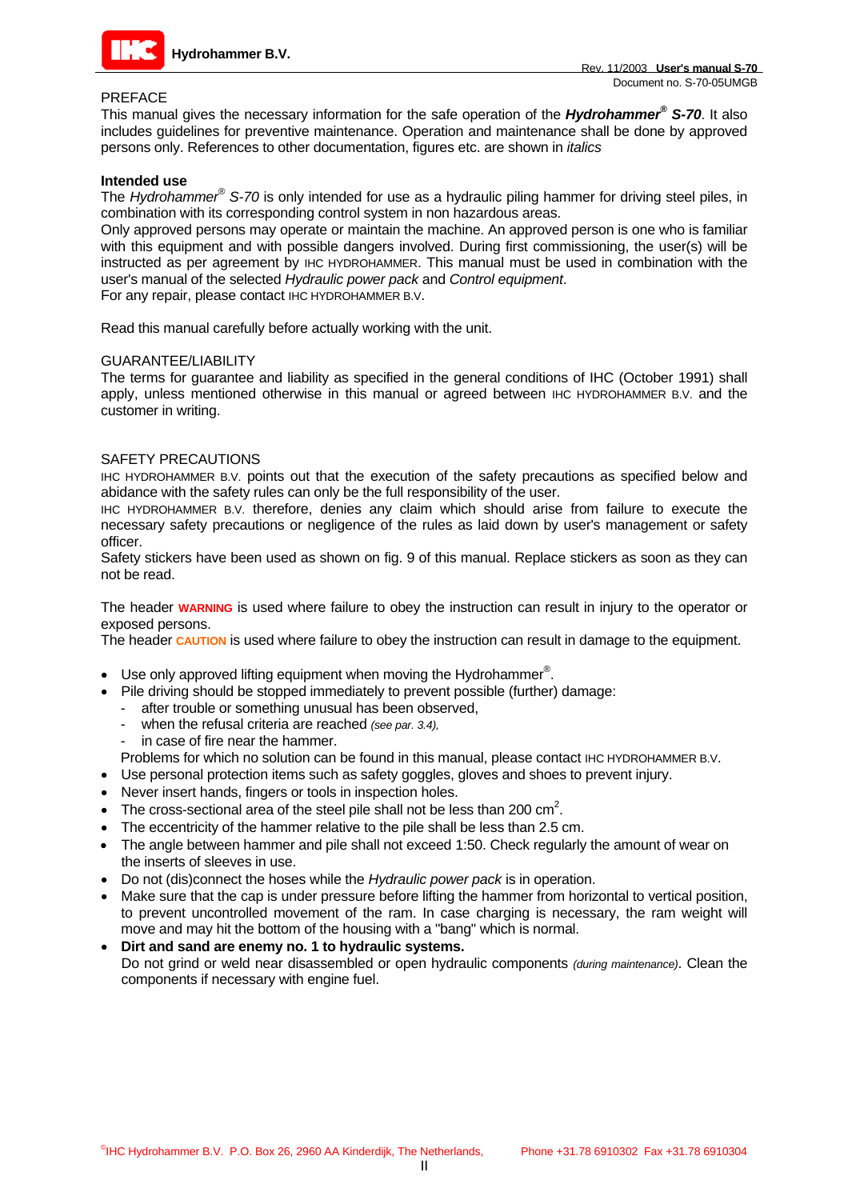PREFACE

This manual gives the necessary information for the safe operation of the ***Hydrohammer® S-70***. It also includes guidelines for preventive maintenance. Operation and maintenance shall be done by approved persons only. References to other documentation, figures etc. are shown in *italics*

**Intended use**

The *Hydrohammer® S-70* is only intended for use as a hydraulic piling hammer for driving steel piles, in combination with its corresponding control system in non hazardous areas.

Only approved persons may operate or maintain the machine. An approved person is one who is familiar with this equipment and with possible dangers involved. During first commissioning, the user(s) will be instructed as per agreement by IHC HYDROHAMMER. This manual must be used in combination with the user's manual of the selected *Hydraulic power pack* and *Control equipment*.

For any repair, please contact IHC HYDROHAMMER B.V.

Read this manual carefully before actually working with the unit.

GUARANTEE/LIABILITY

The terms for guarantee and liability as specified in the general conditions of IHC (October 1991) shall apply, unless mentioned otherwise in this manual or agreed between IHC HYDROHAMMER B.V. and the customer in writing.

SAFETY PRECAUTIONS

IHC HYDROHAMMER B.V. points out that the execution of the safety precautions as specified below and abidance with the safety rules can only be the full responsibility of the user.

IHC HYDROHAMMER B.V. therefore, denies any claim which should arise from failure to execute the necessary safety precautions or negligence of the rules as laid down by user's management or safety officer.

Safety stickers have been used as shown on fig. 9 of this manual. Replace stickers as soon as they can not be read.

The header **WARNING** is used where failure to obey the instruction can result in injury to the operator or exposed persons.

The header **CAUTION** is used where failure to obey the instruction can result in damage to the equipment.

- Use only approved lifting equipment when moving the Hydrohammer®.
- Pile driving should be stopped immediately to prevent possible (further) damage:
  - after trouble or something unusual has been observed,
  - when the refusal criteria are reached *(see par. 3.4),*
  - in case of fire near the hammer.

  Problems for which no solution can be found in this manual, please contact IHC HYDROHAMMER B.V.
- Use personal protection items such as safety goggles, gloves and shoes to prevent injury.
- Never insert hands, fingers or tools in inspection holes.
- The cross-sectional area of the steel pile shall not be less than 200 $cm^2$.
- The eccentricity of the hammer relative to the pile shall be less than 2.5 cm.
- The angle between hammer and pile shall not exceed 1:50. Check regularly the amount of wear on the inserts of sleeves in use.
- Do not (dis)connect the hoses while the *Hydraulic power pack* is in operation.
- Make sure that the cap is under pressure before lifting the hammer from horizontal to vertical position, to prevent uncontrolled movement of the ram. In case charging is necessary, the ram weight will move and may hit the bottom of the housing with a "bang" which is normal.
- **Dirt and sand are enemy no. 1 to hydraulic systems.**

  Do not grind or weld near disassembled or open hydraulic components *(during maintenance)*. Clean the components if necessary with engine fuel.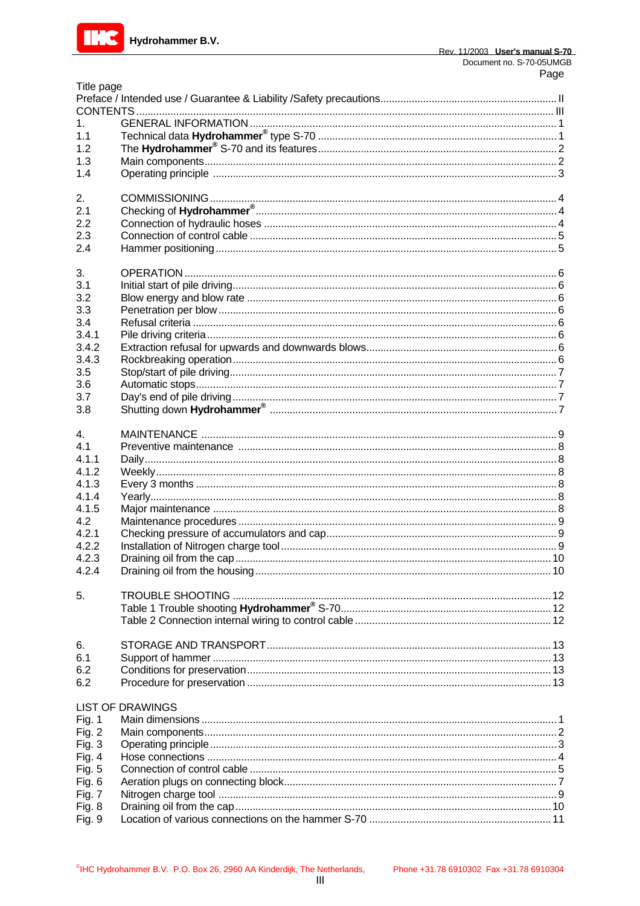| | | Page |
|---|---|---|
| Title page | | |
| Preface / Intended use / Guarantee & Liability /Safety precautions | | II |
| CONTENTS | | III |
| 1. | GENERAL INFORMATION | 1 |
| 1.1 | Technical data **Hydrohammer**® type S-70 | 1 |
| 1.2 | The **Hydrohammer**® S-70 and its features | 2 |
| 1.3 | Main components | 2 |
| 1.4 | Operating principle | 3 |
| | | |
| 2. | COMMISSIONING | 4 |
| 2.1 | Checking of **Hydrohammer**® | 4 |
| 2.2 | Connection of hydraulic hoses | 4 |
| 2.3 | Connection of control cable | 5 |
| 2.4 | Hammer positioning | 5 |
| | | |
| 3. | OPERATION | 6 |
| 3.1 | Initial start of pile driving | 6 |
| 3.2 | Blow energy and blow rate | 6 |
| 3.3 | Penetration per blow | 6 |
| 3.4 | Refusal criteria | 6 |
| 3.4.1 | Pile driving criteria | 6 |
| 3.4.2 | Extraction refusal for upwards and downwards blows | 6 |
| 3.4.3 | Rockbreaking operation | 6 |
| 3.5 | Stop/start of pile driving | 7 |
| 3.6 | Automatic stops | 7 |
| 3.7 | Day's end of pile driving | 7 |
| 3.8 | Shutting down **Hydrohammer**® | 7 |
| | | |
| 4. | MAINTENANCE | 9 |
| 4.1 | Preventive maintenance | 8 |
| 4.1.1 | Daily | 8 |
| 4.1.2 | Weekly | 8 |
| 4.1.3 | Every 3 months | 8 |
| 4.1.4 | Yearly | 8 |
| 4.1.5 | Major maintenance | 8 |
| 4.2 | Maintenance procedures | 9 |
| 4.2.1 | Checking pressure of accumulators and cap | 9 |
| 4.2.2 | Installation of Nitrogen charge tool | 9 |
| 4.2.3 | Draining oil from the cap | 10 |
| 4.2.4 | Draining oil from the housing | 10 |
| | | |
| 5. | TROUBLE SHOOTING | 12 |
| | Table 1 Trouble shooting **Hydrohammer**® S-70 | 12 |
| | Table 2 Connection internal wiring to control cable | 12 |
| | | |
| 6. | STORAGE AND TRANSPORT | 13 |
| 6.1 | Support of hammer | 13 |
| 6.2 | Conditions for preservation | 13 |
| 6.2 | Procedure for preservation | 13 |
| | | |
| LIST OF DRAWINGS | | |
| Fig. 1 | Main dimensions | 1 |
| Fig. 2 | Main components | 2 |
| Fig. 3 | Operating principle | 3 |
| Fig. 4 | Hose connections | 4 |
| Fig. 5 | Connection of control cable | 5 |
| Fig. 6 | Aeration plugs on connecting block | 7 |
| Fig. 7 | Nitrogen charge tool | 9 |
| Fig. 8 | Draining oil from the cap | 10 |
| Fig. 9 | Location of various connections on the hammer S-70 | 11 |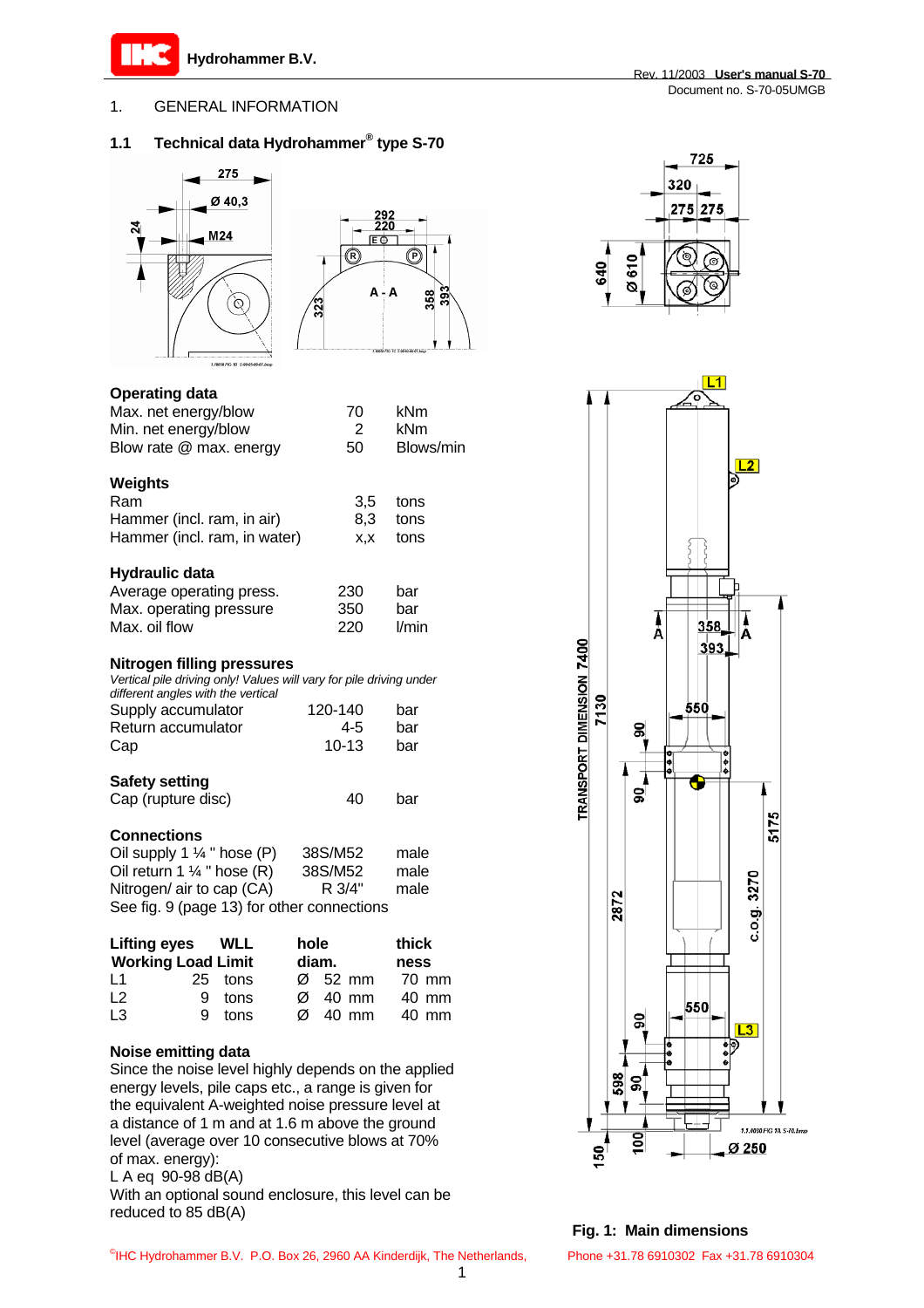## 1. GENERAL INFORMATION

### 1.1 Technical data Hydrohammer® type S-70

**Operating data**

| | | |
|---|---|---|
| Max. net energy/blow | 70 | kNm |
| Min. net energy/blow | 2 | kNm |
| Blow rate @ max. energy | 50 | Blows/min |

**Weights**

| | | |
|---|---|---|
| Ram | 3,5 | tons |
| Hammer (incl. ram, in air) | 8,3 | tons |
| Hammer (incl. ram, in water) | x,x | tons |

**Hydraulic data**

| | | |
|---|---|---|
| Average operating press. | 230 | bar |
| Max. operating pressure | 350 | bar |
| Max. oil flow | 220 | l/min |

**Nitrogen filling pressures**

*Vertical pile driving only! Values will vary for pile driving under different angles with the vertical*

| | | |
|---|---|---|
| Supply accumulator | 120-140 | bar |
| Return accumulator | 4-5 | bar |
| Cap | 10-13 | bar |

**Safety setting**

| | | |
|---|---|---|
| Cap (rupture disc) | 40 | bar |

**Connections**

| | | |
|---|---|---|
| Oil supply 1 ¼ " hose (P) | 38S/M52 | male |
| Oil return 1 ¼ " hose (R) | 38S/M52 | male |
| Nitrogen/ air to cap (CA) | R 3/4" | male |

See fig. 9 (page 13) for other connections

| Lifting eyes | WLL Working Load Limit | hole diam. | thickness |
|---|---|---|---|
| L1 | 25 tons | Ø 52 mm | 70 mm |
| L2 | 9 tons | Ø 40 mm | 40 mm |
| L3 | 9 tons | Ø 40 mm | 40 mm |

**Noise emitting data**

Since the noise level highly depends on the applied energy levels, pile caps etc., a range is given for the equivalent A-weighted noise pressure level at a distance of 1 m and at 1.6 m above the ground level (average over 10 consecutive blows at 70% of max. energy):

L A eq 90-98 dB(A)

With an optional sound enclosure, this level can be reduced to 85 dB(A)

**Fig. 1: Main dimensions**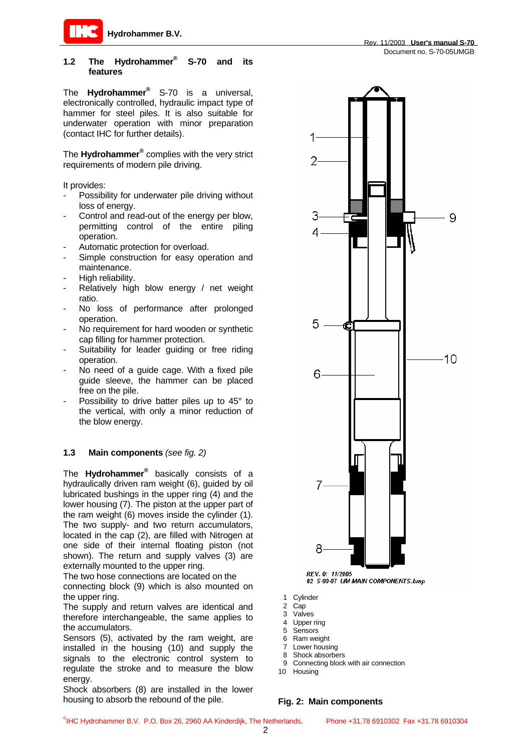## 1.2 The Hydrohammer® S-70 and its features

The **Hydrohammer®** S-70 is a universal, electronically controlled, hydraulic impact type of hammer for steel piles. It is also suitable for underwater operation with minor preparation (contact IHC for further details).

The **Hydrohammer®** complies with the very strict requirements of modern pile driving.

It provides:

- Possibility for underwater pile driving without loss of energy.
- Control and read-out of the energy per blow, permitting control of the entire piling operation.
- Automatic protection for overload.
- Simple construction for easy operation and maintenance.
- High reliability.
- Relatively high blow energy / net weight ratio.
- No loss of performance after prolonged operation.
- No requirement for hard wooden or synthetic cap filling for hammer protection.
- Suitability for leader guiding or free riding operation.
- No need of a guide cage. With a fixed pile guide sleeve, the hammer can be placed free on the pile.
- Possibility to drive batter piles up to 45° to the vertical, with only a minor reduction of the blow energy.

## 1.3 Main components *(see fig. 2)*

The **Hydrohammer®** basically consists of a hydraulically driven ram weight (6), guided by oil lubricated bushings in the upper ring (4) and the lower housing (7). The piston at the upper part of the ram weight (6) moves inside the cylinder (1). The two supply- and two return accumulators, located in the cap (2), are filled with Nitrogen at one side of their internal floating piston (not shown). The return and supply valves (3) are externally mounted to the upper ring.

The two hose connections are located on the connecting block (9) which is also mounted on the upper ring.

The supply and return valves are identical and therefore interchangeable, the same applies to the accumulators.

Sensors (5), activated by the ram weight, are installed in the housing (10) and supply the signals to the electronic control system to regulate the stroke and to measure the blow energy.

Shock absorbers (8) are installed in the lower housing to absorb the rebound of the pile.

REV. 0: 11/2005
02 S-90-07 UM MAIN COMPONENTS.bmp

1. Cylinder
2. Cap
3. Valves
4. Upper ring
5. Sensors
6. Ram weight
7. Lower housing
8. Shock absorbers
9. Connecting block with air connection
10. Housing

**Fig. 2: Main components**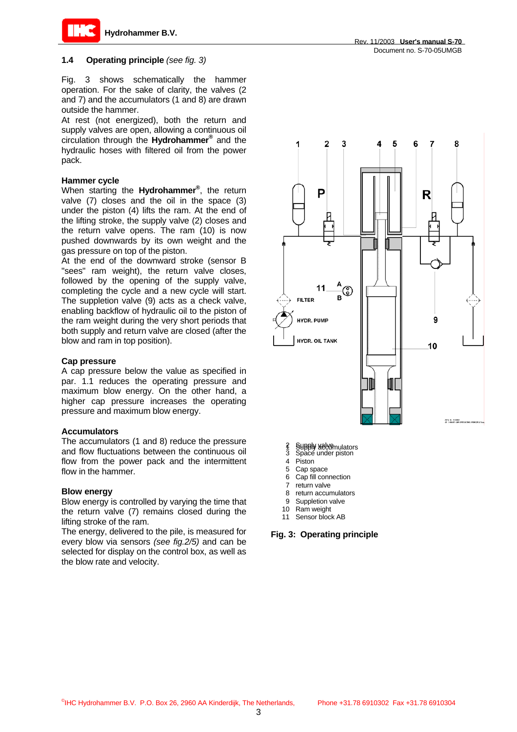## 1.4 Operating principle *(see fig. 3)*

Fig. 3 shows schematically the hammer operation. For the sake of clarity, the valves (2 and 7) and the accumulators (1 and 8) are drawn outside the hammer.
At rest (not energized), both the return and supply valves are open, allowing a continuous oil circulation through the **Hydrohammer®** and the hydraulic hoses with filtered oil from the power pack.

### Hammer cycle

When starting the **Hydrohammer®**, the return valve (7) closes and the oil in the space (3) under the piston (4) lifts the ram. At the end of the lifting stroke, the supply valve (2) closes and the return valve opens. The ram (10) is now pushed downwards by its own weight and the gas pressure on top of the piston.
At the end of the downward stroke (sensor B "sees" ram weight), the return valve closes, followed by the opening of the supply valve, completing the cycle and a new cycle will start.
The suppletion valve (9) acts as a check valve, enabling backflow of hydraulic oil to the piston of the ram weight during the very short periods that both supply and return valve are closed (after the blow and ram in top position).

### Cap pressure

A cap pressure below the value as specified in par. 1.1 reduces the operating pressure and maximum blow energy. On the other hand, a higher cap pressure increases the operating pressure and maximum blow energy.

### Accumulators

The accumulators (1 and 8) reduce the pressure and flow fluctuations between the continuous oil flow from the power pack and the intermittent flow in the hammer.

### Blow energy

Blow energy is controlled by varying the time that the return valve (7) remains closed during the lifting stroke of the ram.
The energy, delivered to the pile, is measured for every blow via sensors *(see fig.2/5)* and can be selected for display on the control box, as well as the blow rate and velocity.

1 Supply accumulators
2 Supply valve
3 Space under piston
4 Piston
5 Cap space
6 Cap fill connection
7 return valve
8 return accumulators
9 Suppletion valve
10 Ram weight
11 Sensor block AB

**Fig. 3: Operating principle**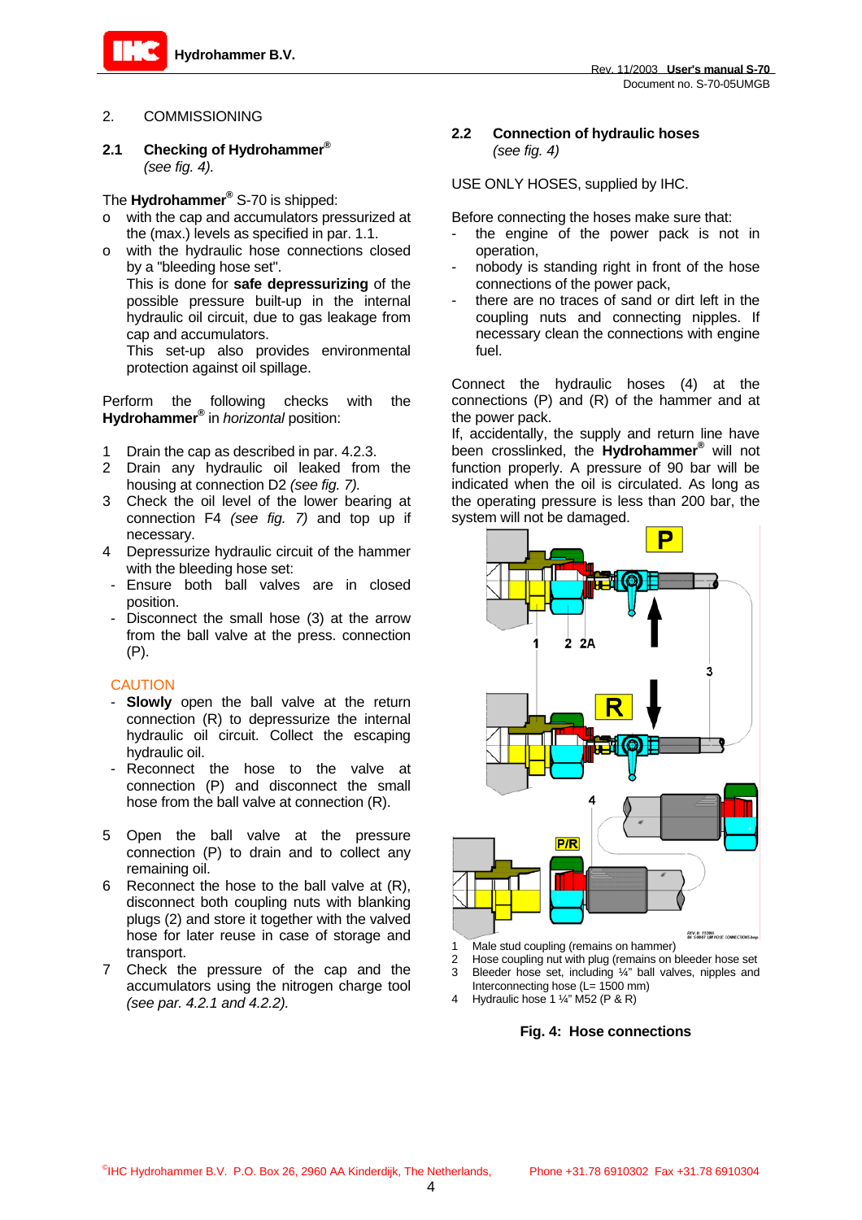## 2. COMMISSIONING

### 2.1 Checking of Hydrohammer®

*(see fig. 4).*

The **Hydrohammer®** S-70 is shipped:

- with the cap and accumulators pressurized at the (max.) levels as specified in par. 1.1.
- with the hydraulic hose connections closed by a "bleeding hose set".
  This is done for **safe depressurizing** of the possible pressure built-up in the internal hydraulic oil circuit, due to gas leakage from cap and accumulators.
  This set-up also provides environmental protection against oil spillage.

Perform the following checks with the **Hydrohammer®** in *horizontal* position:

1. Drain the cap as described in par. 4.2.3.
2. Drain any hydraulic oil leaked from the housing at connection D2 *(see fig. 7).*
3. Check the oil level of the lower bearing at connection F4 *(see fig. 7)* and top up if necessary.
4. Depressurize hydraulic circuit of the hammer with the bleeding hose set:
   - Ensure both ball valves are in closed position.
   - Disconnect the small hose (3) at the arrow from the ball valve at the press. connection (P).

CAUTION

- **Slowly** open the ball valve at the return connection (R) to depressurize the internal hydraulic oil circuit. Collect the escaping hydraulic oil.
- Reconnect the hose to the valve at connection (P) and disconnect the small hose from the ball valve at connection (R).

5. Open the ball valve at the pressure connection (P) to drain and to collect any remaining oil.
6. Reconnect the hose to the ball valve at (R), disconnect both coupling nuts with blanking plugs (2) and store it together with the valved hose for later reuse in case of storage and transport.
7. Check the pressure of the cap and the accumulators using the nitrogen charge tool *(see par. 4.2.1 and 4.2.2).*

### 2.2 Connection of hydraulic hoses

*(see fig. 4)*

USE ONLY HOSES, supplied by IHC.

Before connecting the hoses make sure that:

- the engine of the power pack is not in operation,
- nobody is standing right in front of the hose connections of the power pack,
- there are no traces of sand or dirt left in the coupling nuts and connecting nipples. If necessary clean the connections with engine fuel.

Connect the hydraulic hoses (4) at the connections (P) and (R) of the hammer and at the power pack.
If, accidentally, the supply and return line have been crosslinked, the **Hydrohammer®** will not function properly. A pressure of 90 bar will be indicated when the oil is circulated. As long as the operating pressure is less than 200 bar, the system will not be damaged.

1 Male stud coupling (remains on hammer)
2 Hose coupling nut with plug (remains on bleeder hose set
3 Bleeder hose set, including ¼" ball valves, nipples and Interconnecting hose (L= 1500 mm)
4 Hydraulic hose 1 ¼" M52 (P & R)

**Fig. 4: Hose connections**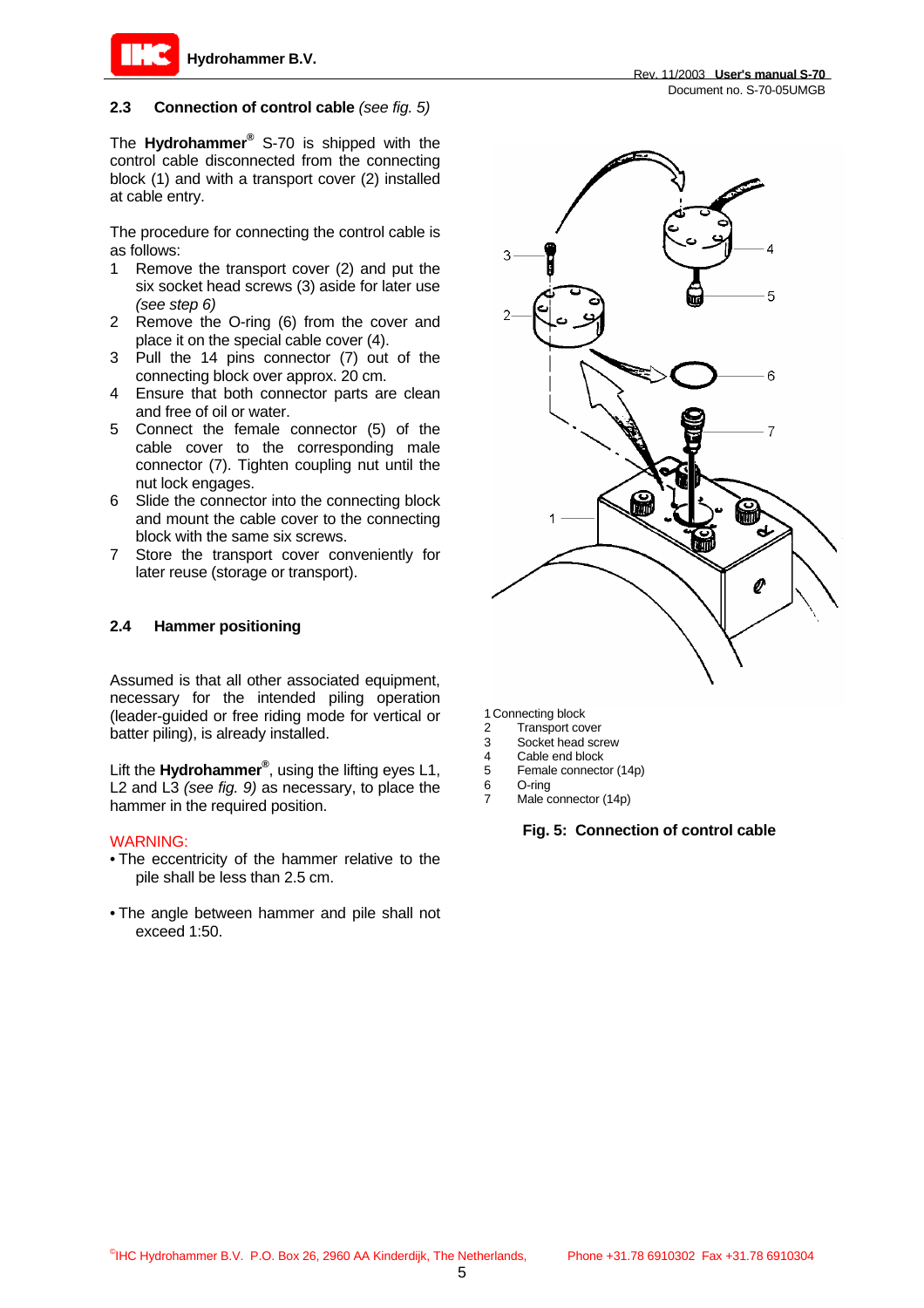## 2.3 Connection of control cable *(see fig. 5)*

The **Hydrohammer®** S-70 is shipped with the control cable disconnected from the connecting block (1) and with a transport cover (2) installed at cable entry.

The procedure for connecting the control cable is as follows:

1. Remove the transport cover (2) and put the six socket head screws (3) aside for later use *(see step 6)*
2. Remove the O-ring (6) from the cover and place it on the special cable cover (4).
3. Pull the 14 pins connector (7) out of the connecting block over approx. 20 cm.
4. Ensure that both connector parts are clean and free of oil or water.
5. Connect the female connector (5) of the cable cover to the corresponding male connector (7). Tighten coupling nut until the nut lock engages.
6. Slide the connector into the connecting block and mount the cable cover to the connecting block with the same six screws.
7. Store the transport cover conveniently for later reuse (storage or transport).

1 Connecting block
2 Transport cover
3 Socket head screw
4 Cable end block
5 Female connector (14p)
6 O-ring
7 Male connector (14p)

**Fig. 5: Connection of control cable**

## 2.4 Hammer positioning

Assumed is that all other associated equipment, necessary for the intended piling operation (leader-guided or free riding mode for vertical or batter piling), is already installed.

Lift the **Hydrohammer®**, using the lifting eyes L1, L2 and L3 *(see fig. 9)* as necessary, to place the hammer in the required position.

WARNING:

- The eccentricity of the hammer relative to the pile shall be less than 2.5 cm.
- The angle between hammer and pile shall not exceed 1:50.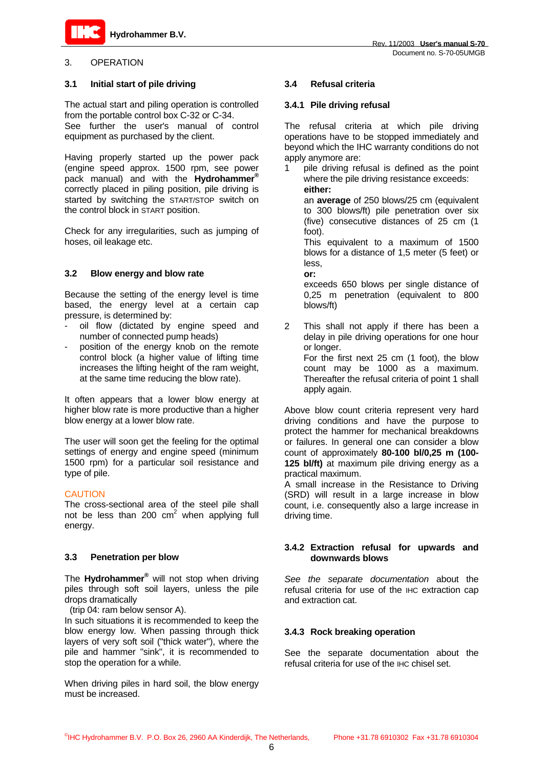## 3. OPERATION

### 3.1 Initial start of pile driving

The actual start and piling operation is controlled from the portable control box C-32 or C-34.
See further the user's manual of control equipment as purchased by the client.

Having properly started up the power pack (engine speed approx. 1500 rpm, see power pack manual) and with the **Hydrohammer®** correctly placed in piling position, pile driving is started by switching the START/STOP switch on the control block in START position.

Check for any irregularities, such as jumping of hoses, oil leakage etc.

### 3.2 Blow energy and blow rate

Because the setting of the energy level is time based, the energy level at a certain cap pressure, is determined by:

- oil flow (dictated by engine speed and number of connected pump heads)
- position of the energy knob on the remote control block (a higher value of lifting time increases the lifting height of the ram weight, at the same time reducing the blow rate).

It often appears that a lower blow energy at higher blow rate is more productive than a higher blow energy at a lower blow rate.

The user will soon get the feeling for the optimal settings of energy and engine speed (minimum 1500 rpm) for a particular soil resistance and type of pile.

CAUTION
The cross-sectional area of the steel pile shall not be less than 200 cm$^2$ when applying full energy.

### 3.3 Penetration per blow

The **Hydrohammer®** will not stop when driving piles through soft soil layers, unless the pile drops dramatically
(trip 04: ram below sensor A).
In such situations it is recommended to keep the blow energy low. When passing through thick layers of very soft soil ("thick water"), where the pile and hammer "sink", it is recommended to stop the operation for a while.

When driving piles in hard soil, the blow energy must be increased.

### 3.4 Refusal criteria

#### 3.4.1 Pile driving refusal

The refusal criteria at which pile driving operations have to be stopped immediately and beyond which the IHC warranty conditions do not apply anymore are:

1. pile driving refusal is defined as the point where the pile driving resistance exceeds:
   **either:**
   an **average** of 250 blows/25 cm (equivalent to 300 blows/ft) pile penetration over six (five) consecutive distances of 25 cm (1 foot).
   This equivalent to a maximum of 1500 blows for a distance of 1,5 meter (5 feet) or less,
   **or:**
   exceeds 650 blows per single distance of 0,25 m penetration (equivalent to 800 blows/ft)

2. This shall not apply if there has been a delay in pile driving operations for one hour or longer.
   For the first next 25 cm (1 foot), the blow count may be 1000 as a maximum. Thereafter the refusal criteria of point 1 shall apply again.

Above blow count criteria represent very hard driving conditions and have the purpose to protect the hammer for mechanical breakdowns or failures. In general one can consider a blow count of approximately **80-100 bl/0,25 m (100-125 bl/ft)** at maximum pile driving energy as a practical maximum.
A small increase in the Resistance to Driving (SRD) will result in a large increase in blow count, i.e. consequently also a large increase in driving time.

#### 3.4.2 Extraction refusal for upwards and downwards blows

*See the separate documentation* about the refusal criteria for use of the IHC extraction cap and extraction cat.

#### 3.4.3 Rock breaking operation

See the separate documentation about the refusal criteria for use of the IHC chisel set.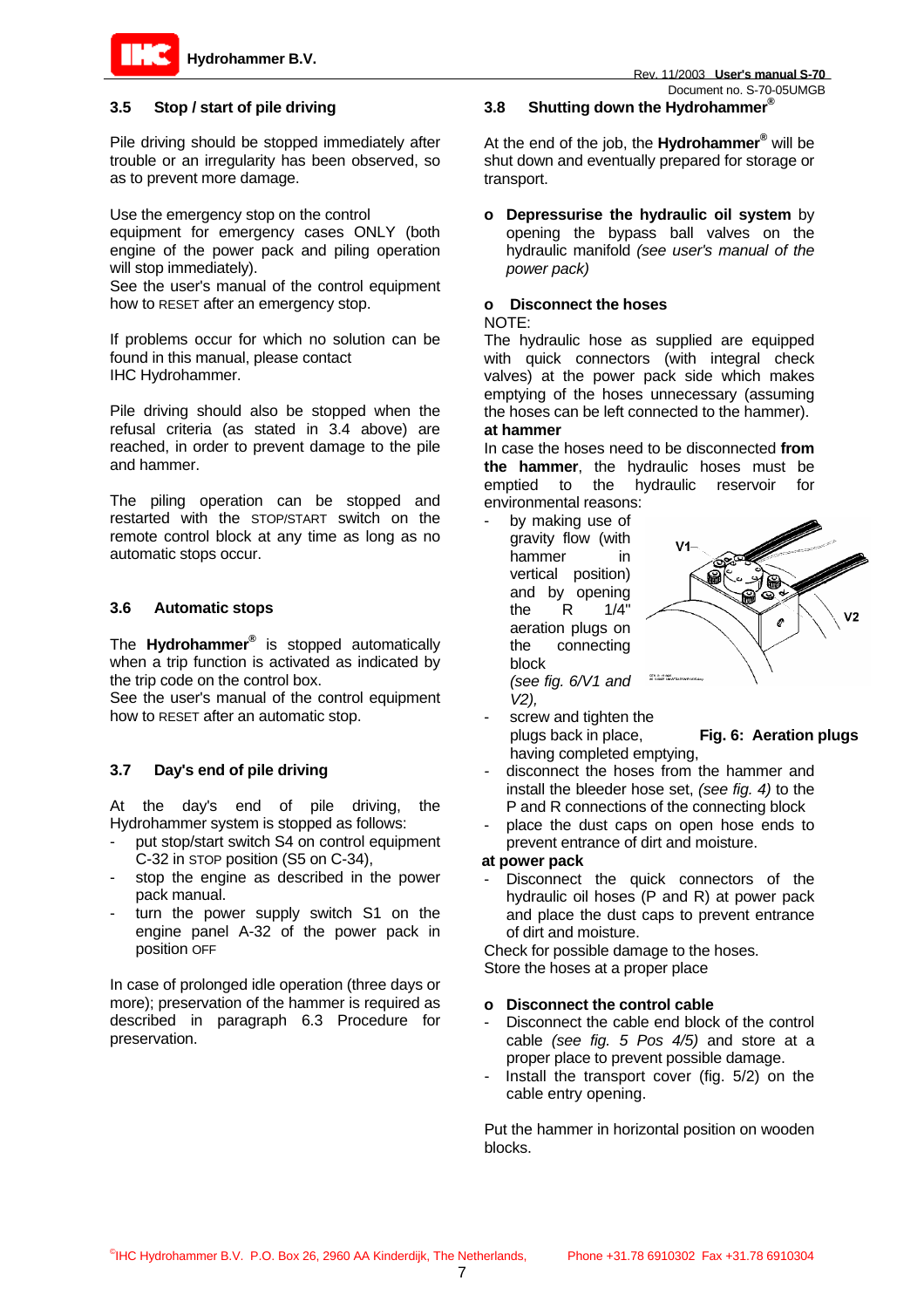## 3.5 Stop / start of pile driving

Pile driving should be stopped immediately after trouble or an irregularity has been observed, so as to prevent more damage.

Use the emergency stop on the control equipment for emergency cases ONLY (both engine of the power pack and piling operation will stop immediately).
See the user's manual of the control equipment how to RESET after an emergency stop.

If problems occur for which no solution can be found in this manual, please contact IHC Hydrohammer.

Pile driving should also be stopped when the refusal criteria (as stated in 3.4 above) are reached, in order to prevent damage to the pile and hammer.

The piling operation can be stopped and restarted with the STOP/START switch on the remote control block at any time as long as no automatic stops occur.

## 3.6 Automatic stops

The **Hydrohammer®** is stopped automatically when a trip function is activated as indicated by the trip code on the control box.
See the user's manual of the control equipment how to RESET after an automatic stop.

## 3.7 Day's end of pile driving

At the day's end of pile driving, the Hydrohammer system is stopped as follows:

- put stop/start switch S4 on control equipment C-32 in STOP position (S5 on C-34),
- stop the engine as described in the power pack manual.
- turn the power supply switch S1 on the engine panel A-32 of the power pack in position OFF

In case of prolonged idle operation (three days or more); preservation of the hammer is required as described in paragraph 6.3 Procedure for preservation.

## 3.8 Shutting down the Hydrohammer®

At the end of the job, the **Hydrohammer®** will be shut down and eventually prepared for storage or transport.

- o **Depressurise the hydraulic oil system** by opening the bypass ball valves on the hydraulic manifold *(see user's manual of the power pack)*

- o **Disconnect the hoses**

NOTE:
The hydraulic hose as supplied are equipped with quick connectors (with integral check valves) at the power pack side which makes emptying of the hoses unnecessary (assuming the hoses can be left connected to the hammer).

**at hammer**
In case the hoses need to be disconnected **from the hammer**, the hydraulic hoses must be emptied to the hydraulic reservoir for environmental reasons:

- by making use of gravity flow (with hammer in vertical position) and by opening the R 1/4" aeration plugs on the connecting block *(see fig. 6/V1 and V2)*,
- screw and tighten the plugs back in place, having completed emptying,

**Fig. 6: Aeration plugs**

- disconnect the hoses from the hammer and install the bleeder hose set, *(see fig. 4)* to the P and R connections of the connecting block
- place the dust caps on open hose ends to prevent entrance of dirt and moisture.

**at power pack**

- Disconnect the quick connectors of the hydraulic oil hoses (P and R) at power pack and place the dust caps to prevent entrance of dirt and moisture.

Check for possible damage to the hoses.
Store the hoses at a proper place

- o **Disconnect the control cable**
  - Disconnect the cable end block of the control cable *(see fig. 5 Pos 4/5)* and store at a proper place to prevent possible damage.
  - Install the transport cover (fig. 5/2) on the cable entry opening.

Put the hammer in horizontal position on wooden blocks.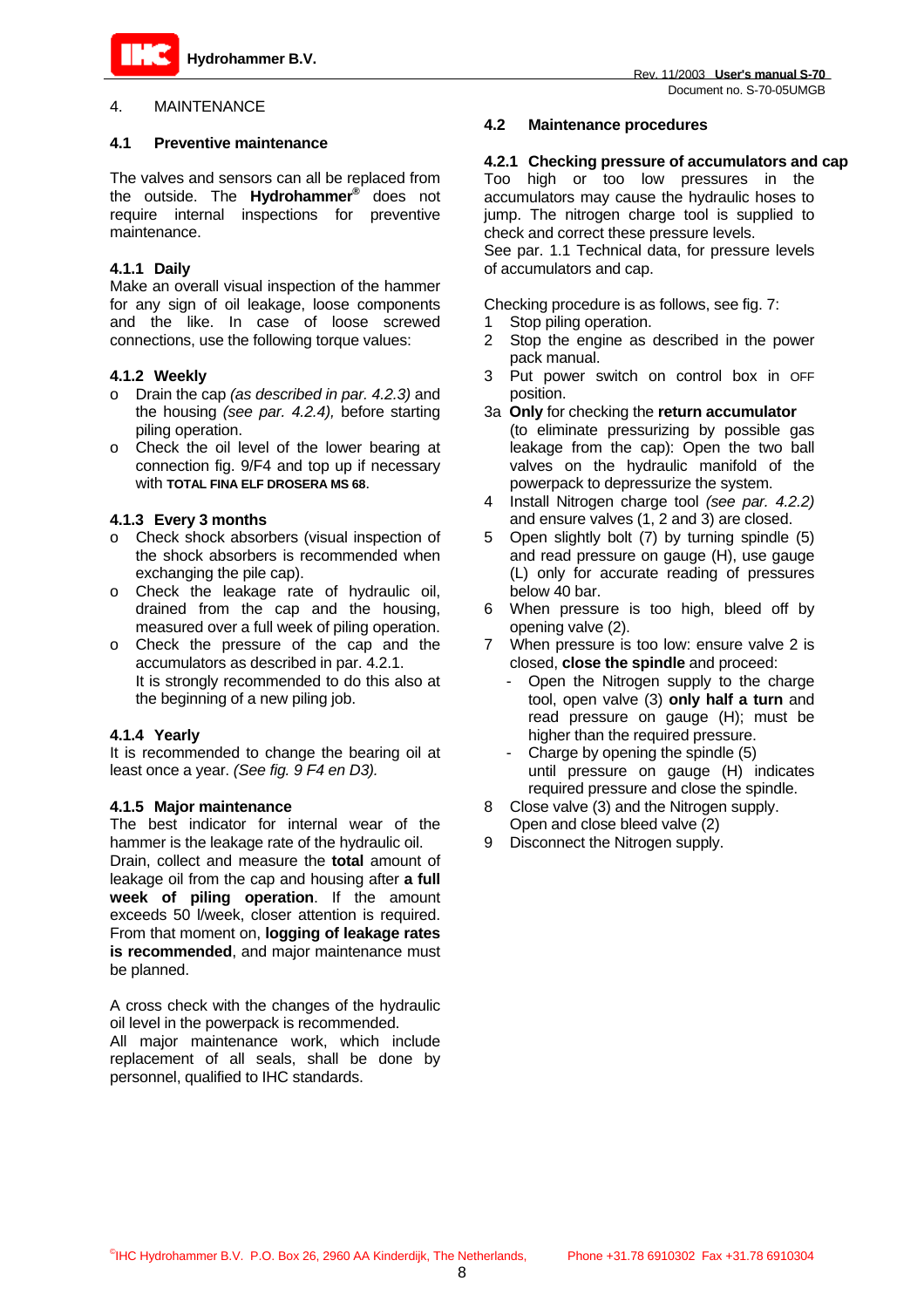# 4. MAINTENANCE

## 4.1 Preventive maintenance

The valves and sensors can all be replaced from the outside. The **Hydrohammer®** does not require internal inspections for preventive maintenance.

### 4.1.1 Daily

Make an overall visual inspection of the hammer for any sign of oil leakage, loose components and the like. In case of loose screwed connections, use the following torque values:

### 4.1.2 Weekly

- Drain the cap *(as described in par. 4.2.3)* and the housing *(see par. 4.2.4),* before starting piling operation.
- Check the oil level of the lower bearing at connection fig. 9/F4 and top up if necessary with **TOTAL FINA ELF DROSERA MS 68**.

### 4.1.3 Every 3 months

- Check shock absorbers (visual inspection of the shock absorbers is recommended when exchanging the pile cap).
- Check the leakage rate of hydraulic oil, drained from the cap and the housing, measured over a full week of piling operation.
- Check the pressure of the cap and the accumulators as described in par. 4.2.1.
  It is strongly recommended to do this also at the beginning of a new piling job.

### 4.1.4 Yearly

It is recommended to change the bearing oil at least once a year. *(See fig. 9 F4 en D3).*

### 4.1.5 Major maintenance

The best indicator for internal wear of the hammer is the leakage rate of the hydraulic oil.
Drain, collect and measure the **total** amount of leakage oil from the cap and housing after **a full week of piling operation**. If the amount exceeds 50 l/week, closer attention is required. From that moment on, **logging of leakage rates is recommended**, and major maintenance must be planned.

A cross check with the changes of the hydraulic oil level in the powerpack is recommended.
All major maintenance work, which include replacement of all seals, shall be done by personnel, qualified to IHC standards.

## 4.2 Maintenance procedures

### 4.2.1 Checking pressure of accumulators and cap

Too high or too low pressures in the accumulators may cause the hydraulic hoses to jump. The nitrogen charge tool is supplied to check and correct these pressure levels.
See par. 1.1 Technical data, for pressure levels of accumulators and cap.

Checking procedure is as follows, see fig. 7:

1. Stop piling operation.
2. Stop the engine as described in the power pack manual.
3. Put power switch on control box in OFF position.

3a **Only** for checking the **return accumulator** (to eliminate pressurizing by possible gas leakage from the cap): Open the two ball valves on the hydraulic manifold of the powerpack to depressurize the system.

4. Install Nitrogen charge tool *(see par. 4.2.2)* and ensure valves (1, 2 and 3) are closed.
5. Open slightly bolt (7) by turning spindle (5) and read pressure on gauge (H), use gauge (L) only for accurate reading of pressures below 40 bar.
6. When pressure is too high, bleed off by opening valve (2).
7. When pressure is too low: ensure valve 2 is closed, **close the spindle** and proceed:
   - Open the Nitrogen supply to the charge tool, open valve (3) **only half a turn** and read pressure on gauge (H); must be higher than the required pressure.
   - Charge by opening the spindle (5) until pressure on gauge (H) indicates required pressure and close the spindle.
8. Close valve (3) and the Nitrogen supply. Open and close bleed valve (2)
9. Disconnect the Nitrogen supply.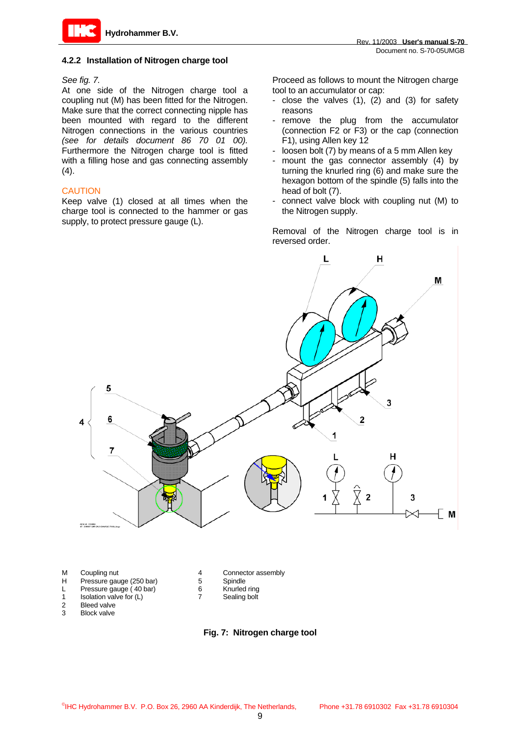### 4.2.2 Installation of Nitrogen charge tool

*See fig. 7.*
At one side of the Nitrogen charge tool a coupling nut (M) has been fitted for the Nitrogen. Make sure that the correct connecting nipple has been mounted with regard to the different Nitrogen connections in the various countries *(see for details document 86 70 01 00).* Furthermore the Nitrogen charge tool is fitted with a filling hose and gas connecting assembly (4).

CAUTION
Keep valve (1) closed at all times when the charge tool is connected to the hammer or gas supply, to protect pressure gauge (L).

Proceed as follows to mount the Nitrogen charge tool to an accumulator or cap:

- close the valves (1), (2) and (3) for safety reasons
- remove the plug from the accumulator (connection F2 or F3) or the cap (connection F1), using Allen key 12
- loosen bolt (7) by means of a 5 mm Allen key
- mount the gas connector assembly (4) by turning the knurled ring (6) and make sure the hexagon bottom of the spindle (5) falls into the head of bolt (7).
- connect valve block with coupling nut (M) to the Nitrogen supply.

Removal of the Nitrogen charge tool is in reversed order.

| | | | |
|---|---|---|---|
| M | Coupling nut | 4 | Connector assembly |
| H | Pressure gauge (250 bar) | 5 | Spindle |
| L | Pressure gauge ( 40 bar) | 6 | Knurled ring |
| 1 | Isolation valve for (L) | 7 | Sealing bolt |
| 2 | Bleed valve | | |
| 3 | Block valve | | |

**Fig. 7: Nitrogen charge tool**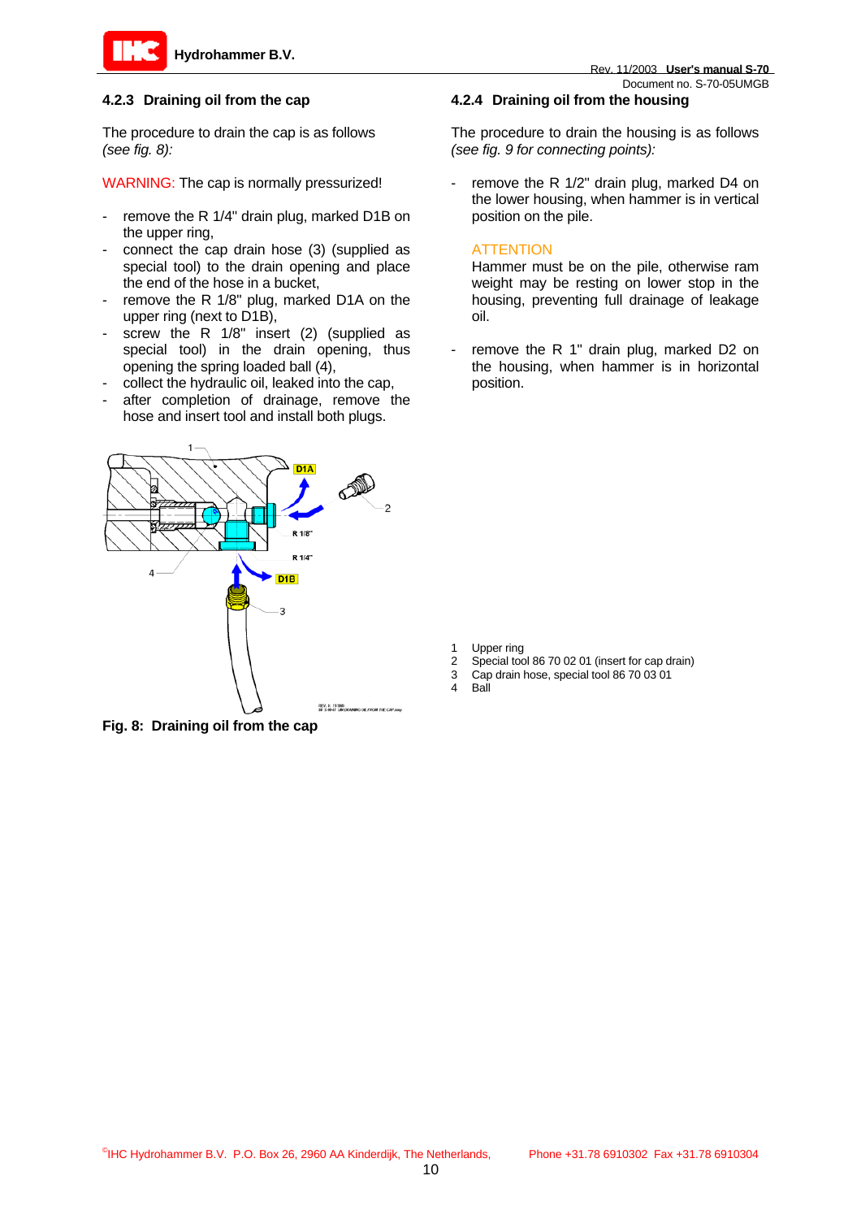### 4.2.3 Draining oil from the cap

The procedure to drain the cap is as follows *(see fig. 8):*

WARNING: The cap is normally pressurized!

- remove the R 1/4" drain plug, marked D1B on the upper ring,
- connect the cap drain hose (3) (supplied as special tool) to the drain opening and place the end of the hose in a bucket,
- remove the R 1/8" plug, marked D1A on the upper ring (next to D1B),
- screw the R 1/8" insert (2) (supplied as special tool) in the drain opening, thus opening the spring loaded ball (4),
- collect the hydraulic oil, leaked into the cap,
- after completion of drainage, remove the hose and insert tool and install both plugs.

**Fig. 8: Draining oil from the cap**

1 Upper ring
2 Special tool 86 70 02 01 (insert for cap drain)
3 Cap drain hose, special tool 86 70 03 01
4 Ball

### 4.2.4 Draining oil from the housing

The procedure to drain the housing is as follows *(see fig. 9 for connecting points):*

- remove the R 1/2" drain plug, marked D4 on the lower housing, when hammer is in vertical position on the pile.

  ATTENTION
  Hammer must be on the pile, otherwise ram weight may be resting on lower stop in the housing, preventing full drainage of leakage oil.

- remove the R 1" drain plug, marked D2 on the housing, when hammer is in horizontal position.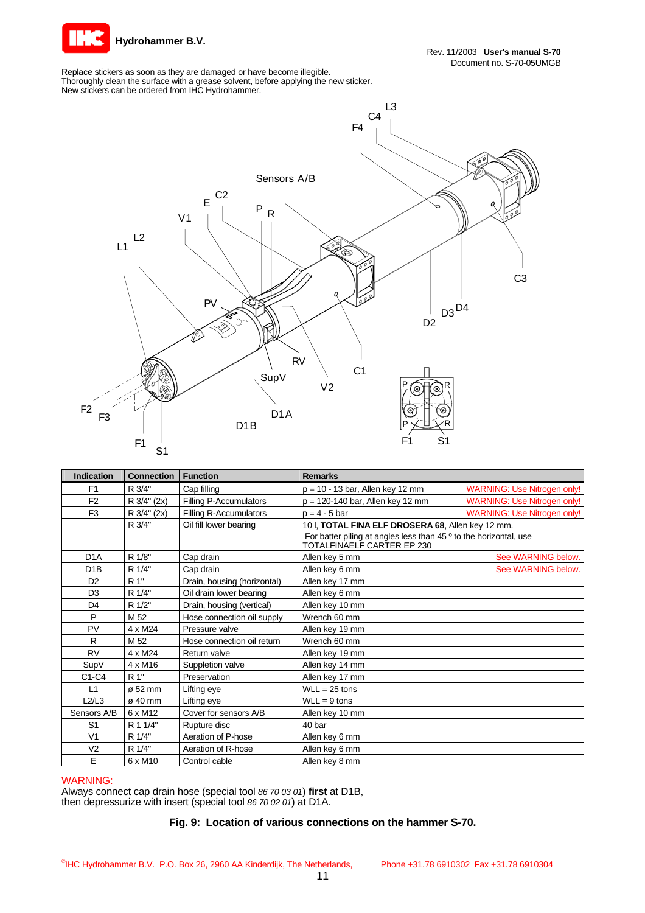Replace stickers as soon as they are damaged or have become illegible.
Thoroughly clean the surface with a grease solvent, before applying the new sticker.
New stickers can be ordered from IHC Hydrohammer.

| Indication | Connection | Function | Remarks |
|---|---|---|---|
| F1 | R 3/4" | Cap filling | p = 10 - 13 bar, Allen key 12 mm WARNING: Use Nitrogen only! |
| F2 | R 3/4" (2x) | Filling P-Accumulators | p = 120-140 bar, Allen key 12 mm WARNING: Use Nitrogen only! |
| F3 | R 3/4" (2x) | Filling R-Accumulators | p = 4 - 5 bar WARNING: Use Nitrogen only! |
| | R 3/4" | Oil fill lower bearing | 10 l, **TOTAL FINA ELF DROSERA 68**, Allen key 12 mm. For batter piling at angles less than 45 º to the horizontal, use TOTALFINAELF CARTER EP 230 |
| D1A | R 1/8" | Cap drain | Allen key 5 mm See WARNING below. |
| D1B | R 1/4" | Cap drain | Allen key 6 mm See WARNING below. |
| D2 | R 1" | Drain, housing (horizontal) | Allen key 17 mm |
| D3 | R 1/4" | Oil drain lower bearing | Allen key 6 mm |
| D4 | R 1/2" | Drain, housing (vertical) | Allen key 10 mm |
| P | M 52 | Hose connection oil supply | Wrench 60 mm |
| PV | 4 x M24 | Pressure valve | Allen key 19 mm |
| R | M 52 | Hose connection oil return | Wrench 60 mm |
| RV | 4 x M24 | Return valve | Allen key 19 mm |
| SupV | 4 x M16 | Suppletion valve | Allen key 14 mm |
| C1-C4 | R 1" | Preservation | Allen key 17 mm |
| L1 | ø 52 mm | Lifting eye | WLL = 25 tons |
| L2/L3 | ø 40 mm | Lifting eye | WLL = 9 tons |
| Sensors A/B | 6 x M12 | Cover for sensors A/B | Allen key 10 mm |
| S1 | R 1 1/4" | Rupture disc | 40 bar |
| V1 | R 1/4" | Aeration of P-hose | Allen key 6 mm |
| V2 | R 1/4" | Aeration of R-hose | Allen key 6 mm |
| E | 6 x M10 | Control cable | Allen key 8 mm |

WARNING:
Always connect cap drain hose (special tool *86 70 03 01*) **first** at D1B,
then depressurize with insert (special tool *86 70 02 01*) at D1A.

**Fig. 9: Location of various connections on the hammer S-70.**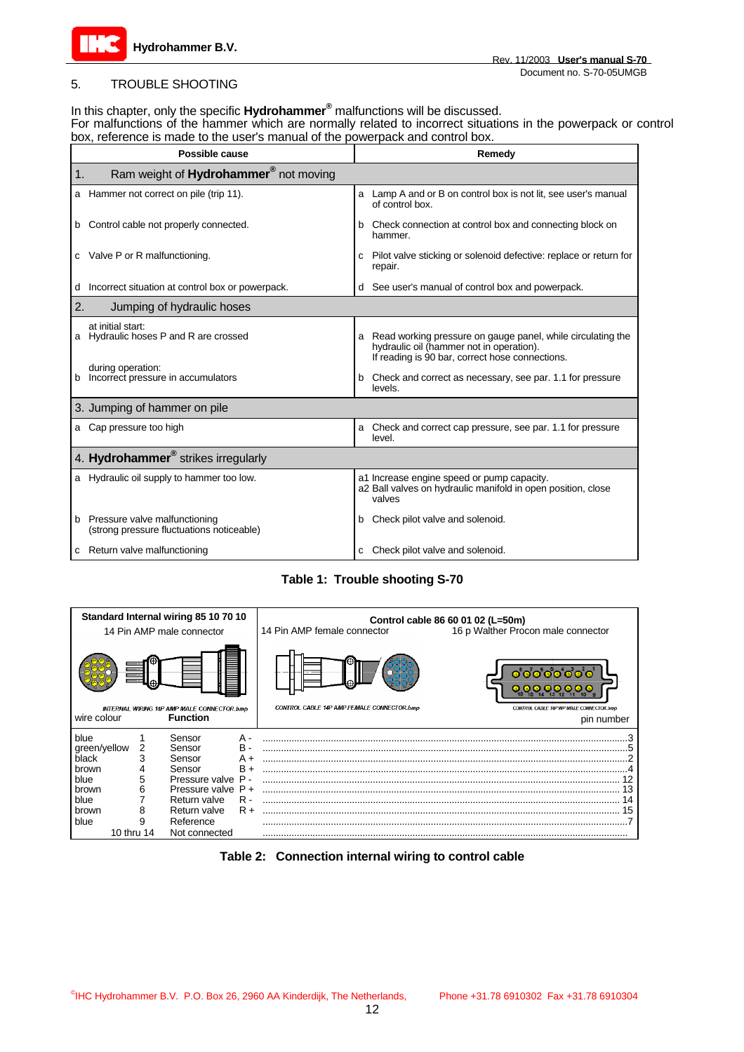## 5. TROUBLE SHOOTING

In this chapter, only the specific **Hydrohammer**® malfunctions will be discussed.
For malfunctions of the hammer which are normally related to incorrect situations in the powerpack or control box, reference is made to the user's manual of the powerpack and control box.

| Possible cause | Remedy |
|---|---|
| **1. Ram weight of Hydrohammer® not moving** | |
| a Hammer not correct on pile (trip 11). | a Lamp A and or B on control box is not lit, see user's manual of control box. |
| b Control cable not properly connected. | b Check connection at control box and connecting block on hammer. |
| c Valve P or R malfunctioning. | c Pilot valve sticking or solenoid defective: replace or return for repair. |
| d Incorrect situation at control box or powerpack. | d See user's manual of control box and powerpack. |
| **2. Jumping of hydraulic hoses** | |
| at initial start: a Hydraulic hoses P and R are crossed | a Read working pressure on gauge panel, while circulating the hydraulic oil (hammer not in operation). If reading is 90 bar, correct hose connections. |
| during operation: b Incorrect pressure in accumulators | b Check and correct as necessary, see par. 1.1 for pressure levels. |
| **3. Jumping of hammer on pile** | |
| a Cap pressure too high | a Check and correct cap pressure, see par. 1.1 for pressure level. |
| **4. Hydrohammer® strikes irregularly** | |
| a Hydraulic oil supply to hammer too low. | a1 Increase engine speed or pump capacity. a2 Ball valves on hydraulic manifold in open position, close valves |
| b Pressure valve malfunctioning (strong pressure fluctuations noticeable) | b Check pilot valve and solenoid. |
| c Return valve malfunctioning | c Check pilot valve and solenoid. |

**Table 1: Trouble shooting S-70**

| **Standard Internal wiring 85 10 70 10** 14 Pin AMP male connector | | | | **Control cable 86 60 01 02 (L=50m)** 14 Pin AMP female connector / 16 p Walther Procon male connector |
|---|---|---|---|---|
| wire colour | | **Function** | | pin number |
| blue | 1 | Sensor | A - | 3 |
| green/yellow | 2 | Sensor | B - | 5 |
| black | 3 | Sensor | A + | 2 |
| brown | 4 | Sensor | B + | 4 |
| blue | 5 | Pressure valve | P - | 12 |
| brown | 6 | Pressure valve | P + | 13 |
| blue | 7 | Return valve | R - | 14 |
| brown | 8 | Return valve | R + | 15 |
| blue | 9 | Reference | | 7 |
| | 10 thru 14 | Not connected | | |

**Table 2: Connection internal wiring to control cable**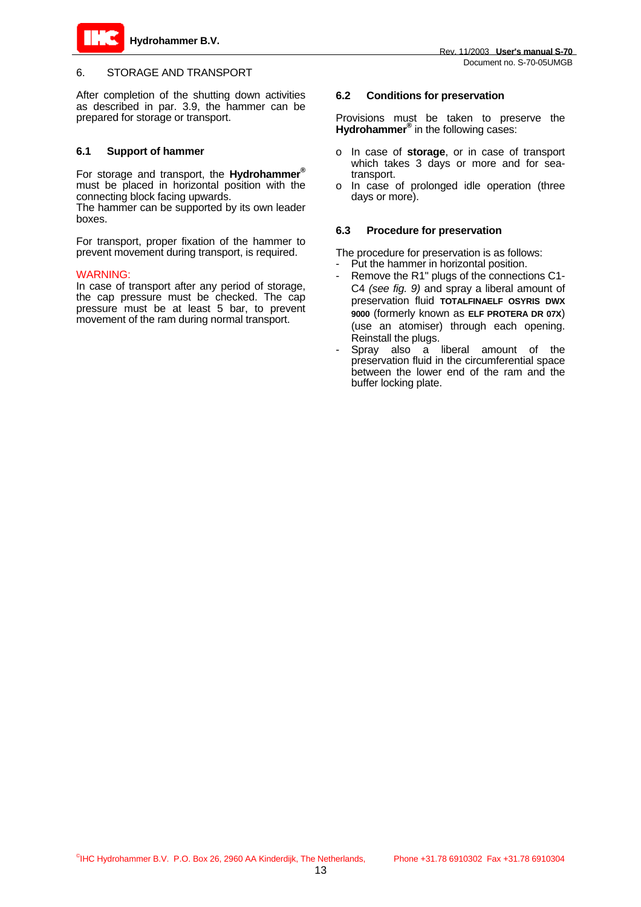# 6. STORAGE AND TRANSPORT

After completion of the shutting down activities as described in par. 3.9, the hammer can be prepared for storage or transport.

## 6.1 Support of hammer

For storage and transport, the **Hydrohammer®** must be placed in horizontal position with the connecting block facing upwards.
The hammer can be supported by its own leader boxes.

For transport, proper fixation of the hammer to prevent movement during transport, is required.

WARNING:
In case of transport after any period of storage, the cap pressure must be checked. The cap pressure must be at least 5 bar, to prevent movement of the ram during normal transport.

## 6.2 Conditions for preservation

Provisions must be taken to preserve the **Hydrohammer®** in the following cases:

- In case of **storage**, or in case of transport which takes 3 days or more and for sea-transport.
- In case of prolonged idle operation (three days or more).

## 6.3 Procedure for preservation

The procedure for preservation is as follows:

- Put the hammer in horizontal position.
- Remove the R1" plugs of the connections C1-C4 *(see fig. 9)* and spray a liberal amount of preservation fluid **TOTALFINAELF OSYRIS DWX 9000** (formerly known as **ELF PROTERA DR 07X**) (use an atomiser) through each opening. Reinstall the plugs.
- Spray also a liberal amount of the preservation fluid in the circumferential space between the lower end of the ram and the buffer locking plate.